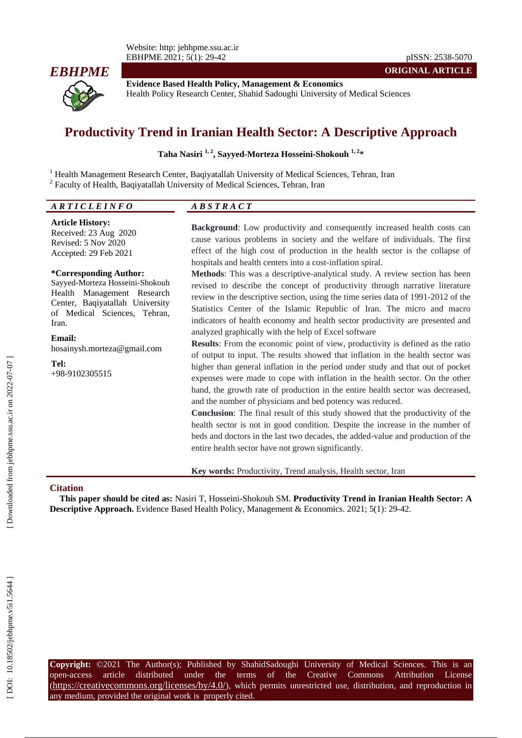**ORIGINAL ARTICLE**

**Evidence Based Health Policy, Management & Economics**
Health Policy Research Center, Shahid Sadoughi University of Medical Sciences

# Productivity Trend in Iranian Health Sector: A Descriptive Approach

**Taha Nasiri [1, 2], Sayyed-Morteza Hosseini-Shokouh [1, 2]***

[1] Health Management Research Center, Baqiyatallah University of Medical Sciences, Tehran, Iran
[2] Faculty of Health, Baqiyatallah University of Medical Sciences, Tehran, Iran

## ARTICLE INFO

**Article History:**
Received: 23 Aug 2020
Revised: 5 Nov 2020
Accepted: 29 Feb 2021

***Corresponding Author:**
Sayyed-Morteza Hosseini-Shokouh
Health Management Research Center, Baqiyatallah University of Medical Sciences, Tehran, Iran.

**Email:**
hosainysh.morteza@gmail.com

**Tel:**
+98-9102305515

## ABSTRACT

**Background**: Low productivity and consequently increased health costs can cause various problems in society and the welfare of individuals. The first effect of the high cost of production in the health sector is the collapse of hospitals and health centers into a cost-inflation spiral.

**Methods**: This was a descriptive-analytical study. A review section has been revised to describe the concept of productivity through narrative literature review in the descriptive section, using the time series data of 1991-2012 of the Statistics Center of the Islamic Republic of Iran. The micro and macro indicators of health economy and health sector productivity are presented and analyzed graphically with the help of Excel software

**Results**: From the economic point of view, productivity is defined as the ratio of output to input. The results showed that inflation in the health sector was higher than general inflation in the period under study and that out of pocket expenses were made to cope with inflation in the health sector. On the other hand, the growth rate of production in the entire health sector was decreased, and the number of physicians and bed potency was reduced.

**Conclusion**: The final result of this study showed that the productivity of the health sector is not in good condition. Despite the increase in the number of beds and doctors in the last two decades, the added-value and production of the entire health sector have not grown significantly.

**Key words:** Productivity, Trend analysis, Health sector, Iran

## Citation

**This paper should be cited as:** Nasiri T, Hosseini-Shokouh SM. **Productivity Trend in Iranian Health Sector: A Descriptive Approach.** Evidence Based Health Policy, Management & Economics. 2021; 5(1): 29-42.

**Copyright:** ©2021 The Author(s); Published by ShahidSadoughi University of Medical Sciences. This is an open-access article distributed under the terms of the Creative Commons Attribution License (https://creativecommons.org/licenses/by/4.0/), which permits unrestricted use, distribution, and reproduction in any medium, provided the original work is properly cited.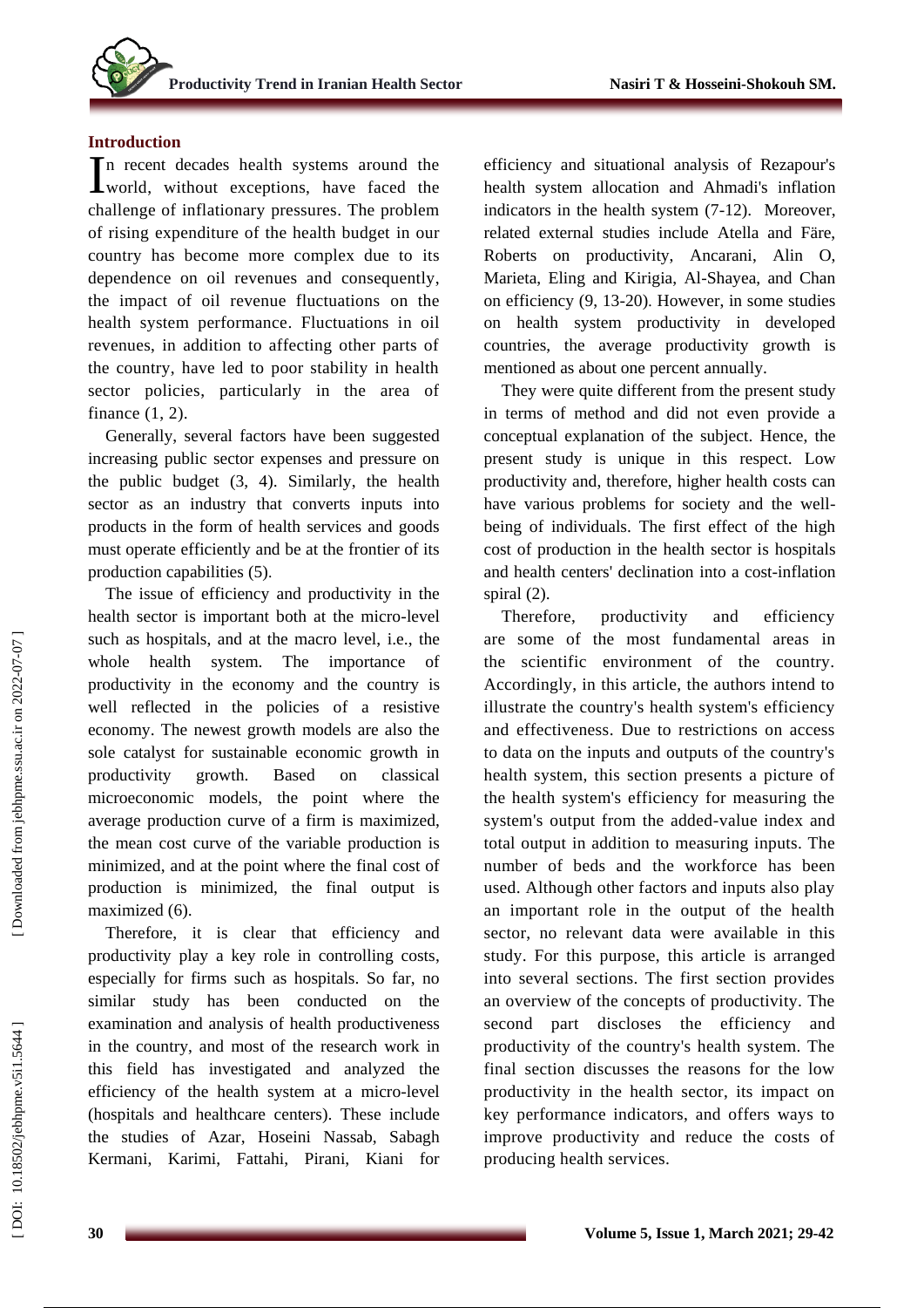## Introduction

In recent decades health systems around the world, without exceptions, have faced the challenge of inflationary pressures. The problem of rising expenditure of the health budget in our country has become more complex due to its dependence on oil revenues and consequently, the impact of oil revenue fluctuations on the health system performance. Fluctuations in oil revenues, in addition to affecting other parts of the country, have led to poor stability in health sector policies, particularly in the area of finance (1, 2).

Generally, several factors have been suggested increasing public sector expenses and pressure on the public budget (3, 4). Similarly, the health sector as an industry that converts inputs into products in the form of health services and goods must operate efficiently and be at the frontier of its production capabilities (5).

The issue of efficiency and productivity in the health sector is important both at the micro-level such as hospitals, and at the macro level, i.e., the whole health system. The importance of productivity in the economy and the country is well reflected in the policies of a resistive economy. The newest growth models are also the sole catalyst for sustainable economic growth in productivity growth. Based on classical microeconomic models, the point where the average production curve of a firm is maximized, the mean cost curve of the variable production is minimized, and at the point where the final cost of production is minimized, the final output is maximized (6).

Therefore, it is clear that efficiency and productivity play a key role in controlling costs, especially for firms such as hospitals. So far, no similar study has been conducted on the examination and analysis of health productiveness in the country, and most of the research work in this field has investigated and analyzed the efficiency of the health system at a micro-level (hospitals and healthcare centers). These include the studies of Azar, Hoseini Nassab, Sabagh Kermani, Karimi, Fattahi, Pirani, Kiani for efficiency and situational analysis of Rezapour's health system allocation and Ahmadi's inflation indicators in the health system (7-12). Moreover, related external studies include Atella and Färe, Roberts on productivity, Ancarani, Alin O, Marieta, Eling and Kirigia, Al-Shayea, and Chan on efficiency (9, 13-20). However, in some studies on health system productivity in developed countries, the average productivity growth is mentioned as about one percent annually.

They were quite different from the present study in terms of method and did not even provide a conceptual explanation of the subject. Hence, the present study is unique in this respect. Low productivity and, therefore, higher health costs can have various problems for society and the well-being of individuals. The first effect of the high cost of production in the health sector is hospitals and health centers' declination into a cost-inflation spiral (2).

Therefore, productivity and efficiency are some of the most fundamental areas in the scientific environment of the country. Accordingly, in this article, the authors intend to illustrate the country's health system's efficiency and effectiveness. Due to restrictions on access to data on the inputs and outputs of the country's health system, this section presents a picture of the health system's efficiency for measuring the system's output from the added-value index and total output in addition to measuring inputs. The number of beds and the workforce has been used. Although other factors and inputs also play an important role in the output of the health sector, no relevant data were available in this study. For this purpose, this article is arranged into several sections. The first section provides an overview of the concepts of productivity. The second part discloses the efficiency and productivity of the country's health system. The final section discusses the reasons for the low productivity in the health sector, its impact on key performance indicators, and offers ways to improve productivity and reduce the costs of producing health services.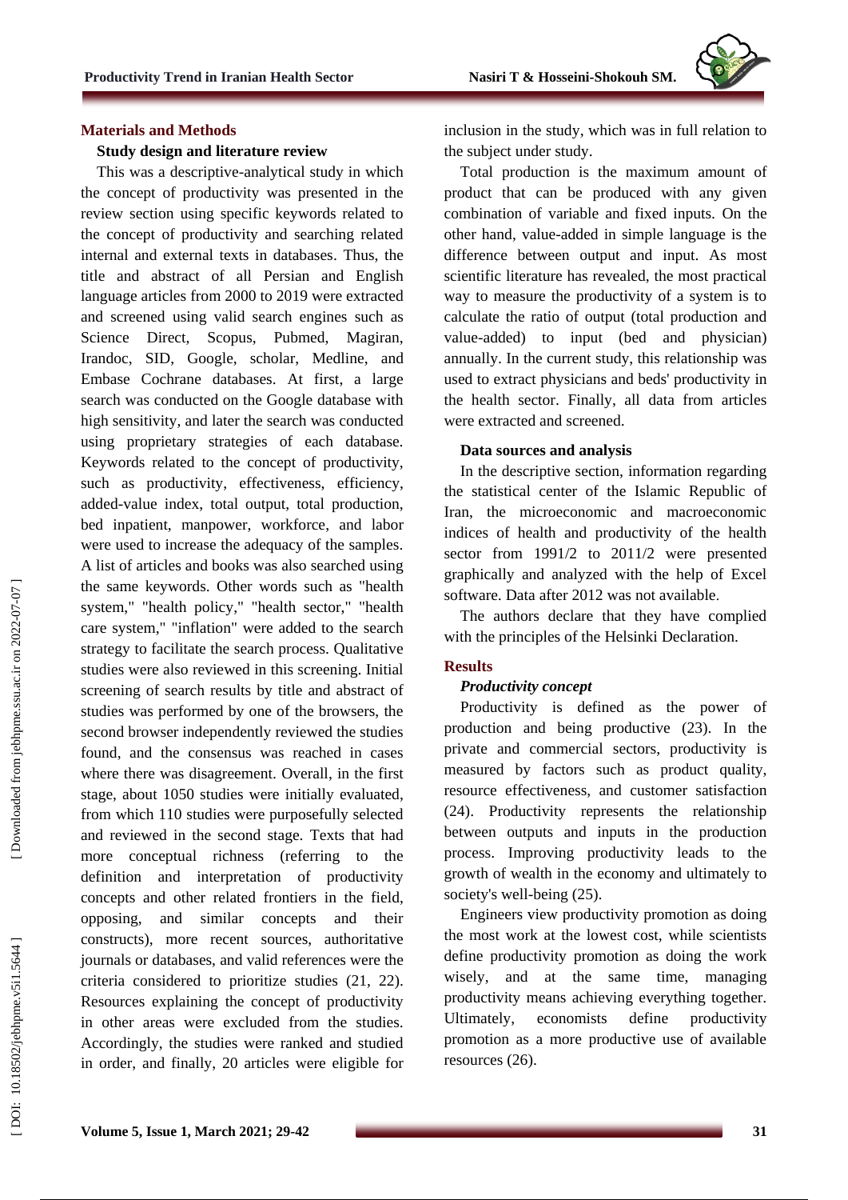## Materials and Methods

### Study design and literature review

This was a descriptive-analytical study in which the concept of productivity was presented in the review section using specific keywords related to the concept of productivity and searching related internal and external texts in databases. Thus, the title and abstract of all Persian and English language articles from 2000 to 2019 were extracted and screened using valid search engines such as Science Direct, Scopus, Pubmed, Magiran, Irandoc, SID, Google, scholar, Medline, and Embase Cochrane databases. At first, a large search was conducted on the Google database with high sensitivity, and later the search was conducted using proprietary strategies of each database. Keywords related to the concept of productivity, such as productivity, effectiveness, efficiency, added-value index, total output, total production, bed inpatient, manpower, workforce, and labor were used to increase the adequacy of the samples. A list of articles and books was also searched using the same keywords. Other words such as "health system," "health policy," "health sector," "health care system," "inflation" were added to the search strategy to facilitate the search process. Qualitative studies were also reviewed in this screening. Initial screening of search results by title and abstract of studies was performed by one of the browsers, the second browser independently reviewed the studies found, and the consensus was reached in cases where there was disagreement. Overall, in the first stage, about 1050 studies were initially evaluated, from which 110 studies were purposefully selected and reviewed in the second stage. Texts that had more conceptual richness (referring to the definition and interpretation of productivity concepts and other related frontiers in the field, opposing, and similar concepts and their constructs), more recent sources, authoritative journals or databases, and valid references were the criteria considered to prioritize studies (21, 22). Resources explaining the concept of productivity in other areas were excluded from the studies. Accordingly, the studies were ranked and studied in order, and finally, 20 articles were eligible for inclusion in the study, which was in full relation to the subject under study.

Total production is the maximum amount of product that can be produced with any given combination of variable and fixed inputs. On the other hand, value-added in simple language is the difference between output and input. As most scientific literature has revealed, the most practical way to measure the productivity of a system is to calculate the ratio of output (total production and value-added) to input (bed and physician) annually. In the current study, this relationship was used to extract physicians and beds' productivity in the health sector. Finally, all data from articles were extracted and screened.

### Data sources and analysis

In the descriptive section, information regarding the statistical center of the Islamic Republic of Iran, the microeconomic and macroeconomic indices of health and productivity of the health sector from 1991/2 to 2011/2 were presented graphically and analyzed with the help of Excel software. Data after 2012 was not available.

The authors declare that they have complied with the principles of the Helsinki Declaration.

## Results

### *Productivity concept*

Productivity is defined as the power of production and being productive (23). In the private and commercial sectors, productivity is measured by factors such as product quality, resource effectiveness, and customer satisfaction (24). Productivity represents the relationship between outputs and inputs in the production process. Improving productivity leads to the growth of wealth in the economy and ultimately to society's well-being (25).

Engineers view productivity promotion as doing the most work at the lowest cost, while scientists define productivity promotion as doing the work wisely, and at the same time, managing productivity means achieving everything together. Ultimately, economists define productivity promotion as a more productive use of available resources (26).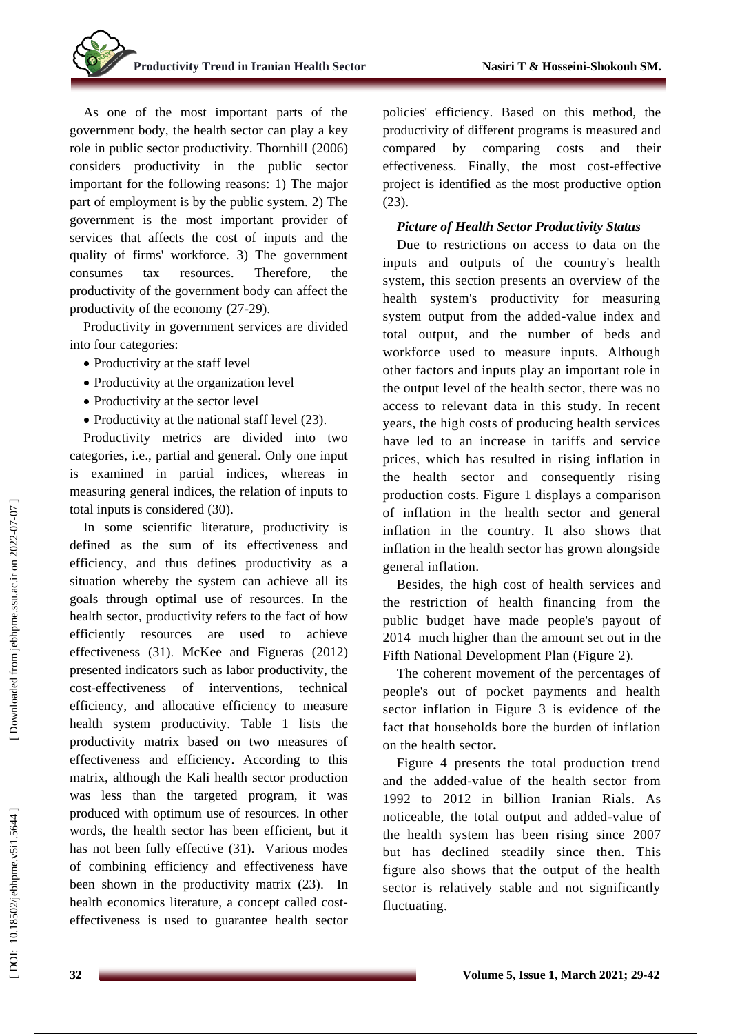As one of the most important parts of the government body, the health sector can play a key role in public sector productivity. Thornhill (2006) considers productivity in the public sector important for the following reasons: 1) The major part of employment is by the public system. 2) The government is the most important provider of services that affects the cost of inputs and the quality of firms' workforce. 3) The government consumes tax resources. Therefore, the productivity of the government body can affect the productivity of the economy (27-29).

Productivity in government services are divided into four categories:

- Productivity at the staff level
- Productivity at the organization level
- Productivity at the sector level
- Productivity at the national staff level (23).

Productivity metrics are divided into two categories, i.e., partial and general. Only one input is examined in partial indices, whereas in measuring general indices, the relation of inputs to total inputs is considered (30).

In some scientific literature, productivity is defined as the sum of its effectiveness and efficiency, and thus defines productivity as a situation whereby the system can achieve all its goals through optimal use of resources. In the health sector, productivity refers to the fact of how efficiently resources are used to achieve effectiveness (31). McKee and Figueras (2012) presented indicators such as labor productivity, the cost-effectiveness of interventions, technical efficiency, and allocative efficiency to measure health system productivity. Table 1 lists the productivity matrix based on two measures of effectiveness and efficiency. According to this matrix, although the Kali health sector production was less than the targeted program, it was produced with optimum use of resources. In other words, the health sector has been efficient, but it has not been fully effective (31). Various modes of combining efficiency and effectiveness have been shown in the productivity matrix (23). In health economics literature, a concept called cost-effectiveness is used to guarantee health sector policies' efficiency. Based on this method, the productivity of different programs is measured and compared by comparing costs and their effectiveness. Finally, the most cost-effective project is identified as the most productive option (23).

***Picture of Health Sector Productivity Status***

Due to restrictions on access to data on the inputs and outputs of the country's health system, this section presents an overview of the health system's productivity for measuring system output from the added-value index and total output, and the number of beds and workforce used to measure inputs. Although other factors and inputs play an important role in the output level of the health sector, there was no access to relevant data in this study. In recent years, the high costs of producing health services have led to an increase in tariffs and service prices, which has resulted in rising inflation in the health sector and consequently rising production costs. Figure 1 displays a comparison of inflation in the health sector and general inflation in the country. It also shows that inflation in the health sector has grown alongside general inflation.

Besides, the high cost of health services and the restriction of health financing from the public budget have made people's payout of 2014 much higher than the amount set out in the Fifth National Development Plan (Figure 2).

The coherent movement of the percentages of people's out of pocket payments and health sector inflation in Figure 3 is evidence of the fact that households bore the burden of inflation on the health sector**.**

Figure 4 presents the total production trend and the added-value of the health sector from 1992 to 2012 in billion Iranian Rials. As noticeable, the total output and added-value of the health system has been rising since 2007 but has declined steadily since then. This figure also shows that the output of the health sector is relatively stable and not significantly fluctuating.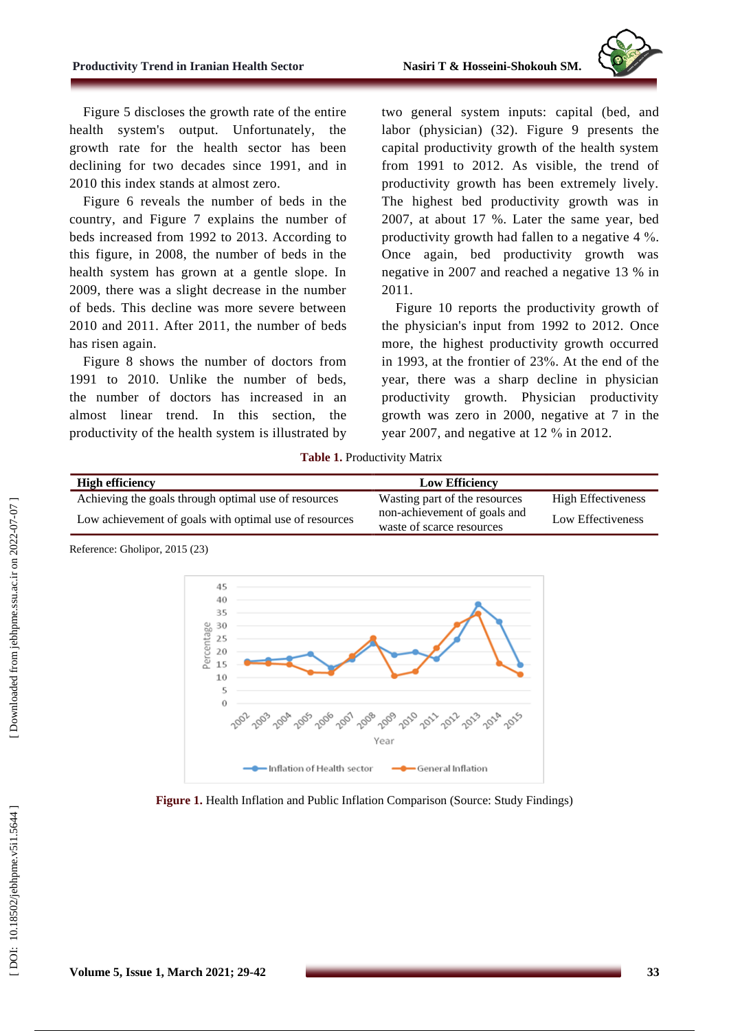Figure 5 discloses the growth rate of the entire health system's output. Unfortunately, the growth rate for the health sector has been declining for two decades since 1991, and in 2010 this index stands at almost zero.

Figure 6 reveals the number of beds in the country, and Figure 7 explains the number of beds increased from 1992 to 2013. According to this figure, in 2008, the number of beds in the health system has grown at a gentle slope. In 2009, there was a slight decrease in the number of beds. This decline was more severe between 2010 and 2011. After 2011, the number of beds has risen again.

Figure 8 shows the number of doctors from 1991 to 2010. Unlike the number of beds, the number of doctors has increased in an almost linear trend. In this section, the productivity of the health system is illustrated by two general system inputs: capital (bed, and labor (physician) (32). Figure 9 presents the capital productivity growth of the health system from 1991 to 2012. As visible, the trend of productivity growth has been extremely lively. The highest bed productivity growth was in 2007, at about 17 %. Later the same year, bed productivity growth had fallen to a negative 4 %. Once again, bed productivity growth was negative in 2007 and reached a negative 13 % in 2011.

Figure 10 reports the productivity growth of the physician's input from 1992 to 2012. Once more, the highest productivity growth occurred in 1993, at the frontier of 23%. At the end of the year, there was a sharp decline in physician productivity growth. Physician productivity growth was zero in 2000, negative at 7 in the year 2007, and negative at 12 % in 2012.

**Table 1.** Productivity Matrix

| High efficiency | Low Efficiency | |
|---|---|---|
| Achieving the goals through optimal use of resources | Wasting part of the resources | High Effectiveness |
| Low achievement of goals with optimal use of resources | non-achievement of goals and waste of scarce resources | Low Effectiveness |

Reference: Gholipor, 2015 (23)

**Figure 1.** Health Inflation and Public Inflation Comparison (Source: Study Findings)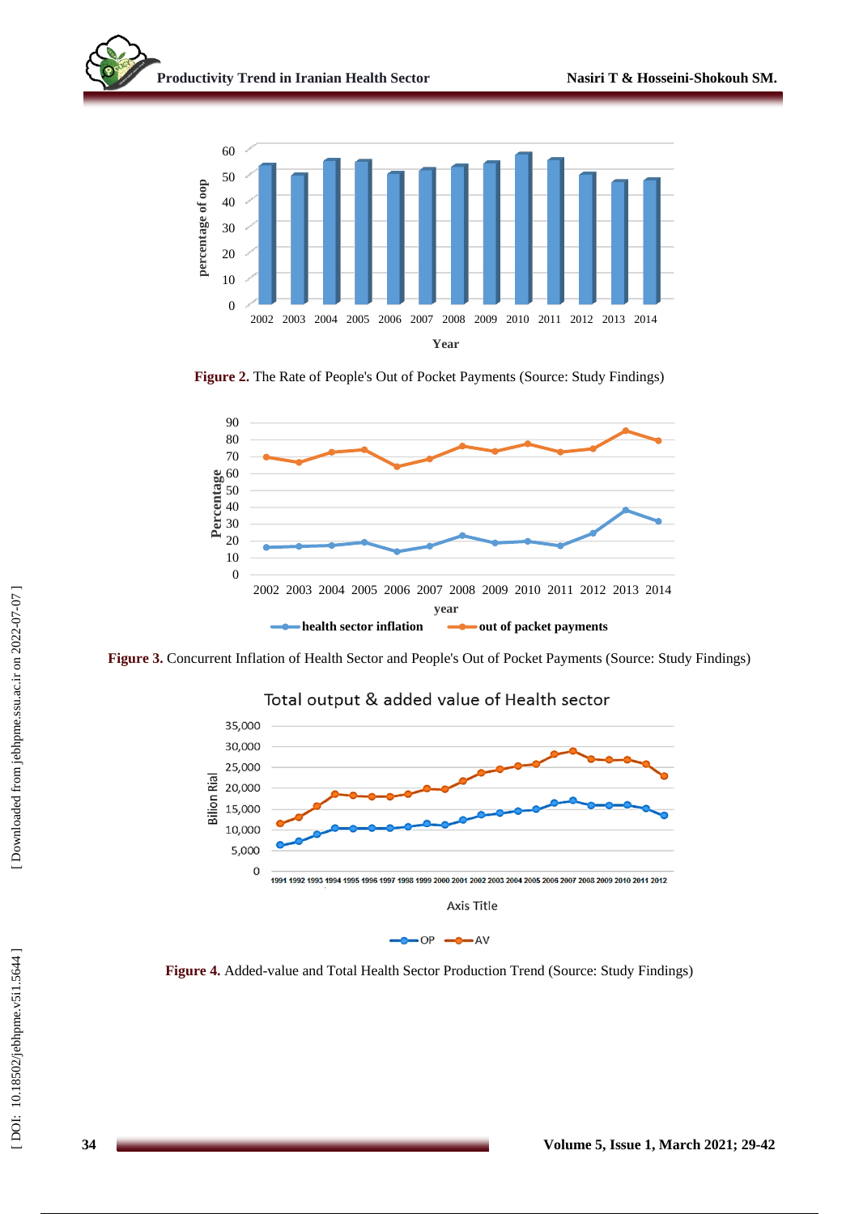Figure 2. The Rate of People's Out of Pocket Payments (Source: Study Findings)

Figure 3. Concurrent Inflation of Health Sector and People's Out of Pocket Payments (Source: Study Findings)

Figure 4. Added-value and Total Health Sector Production Trend (Source: Study Findings)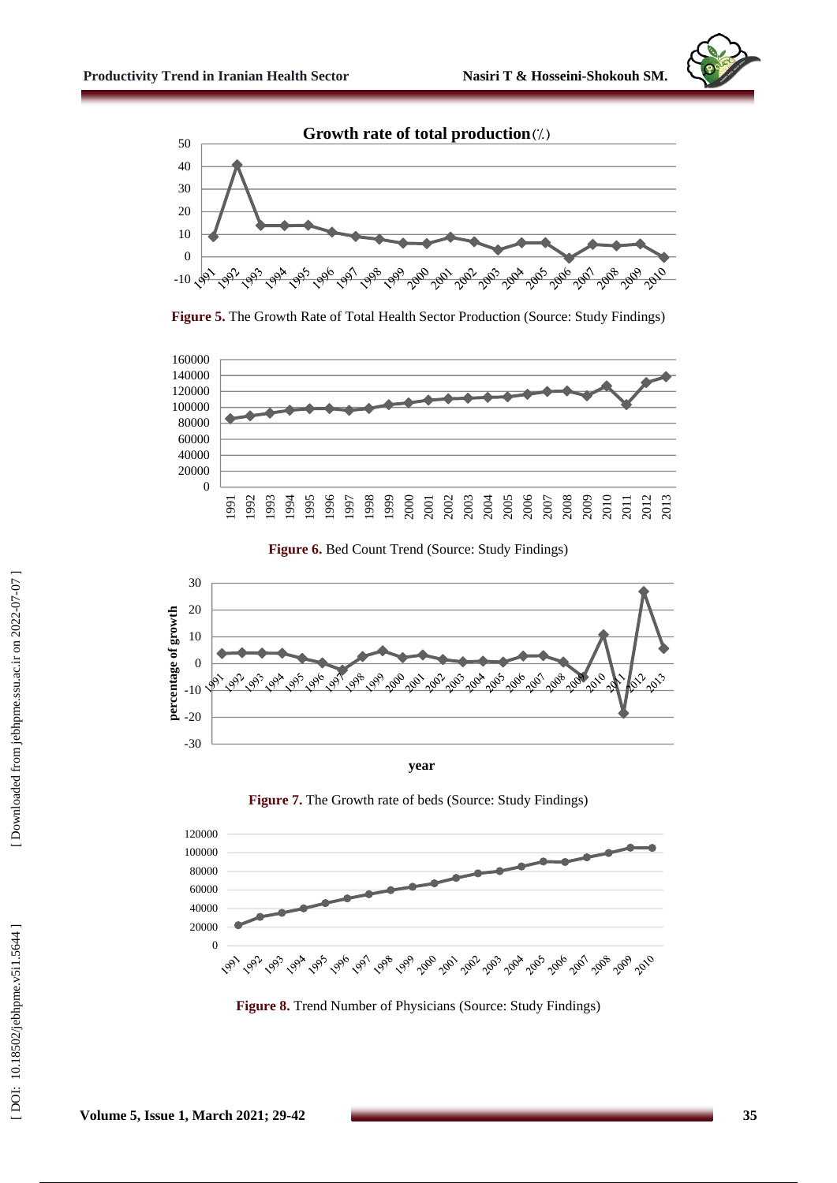Figure 5. The Growth Rate of Total Health Sector Production (Source: Study Findings)

Figure 6. Bed Count Trend (Source: Study Findings)

Figure 7. The Growth rate of beds (Source: Study Findings)

Figure 8. Trend Number of Physicians (Source: Study Findings)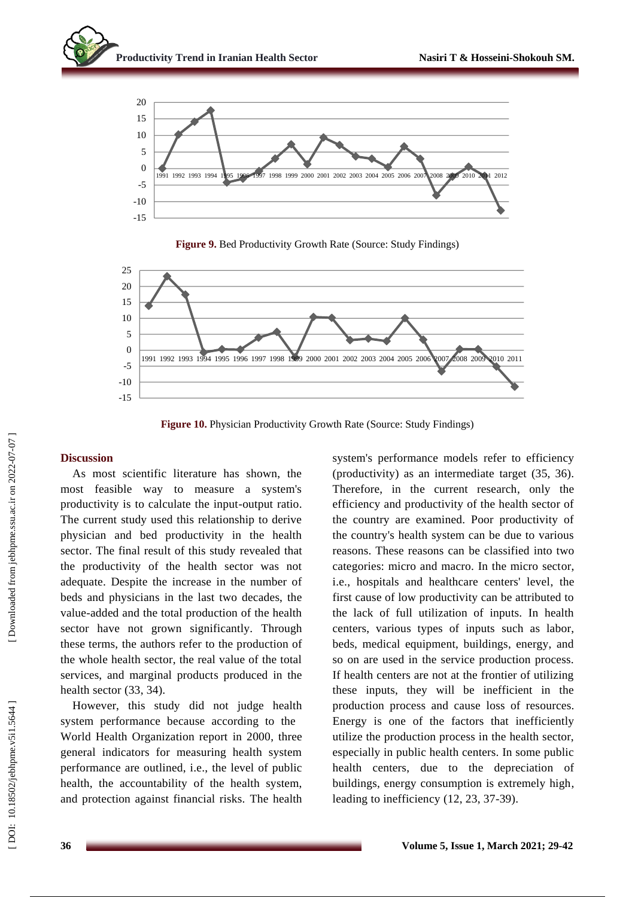Figure 9. Bed Productivity Growth Rate (Source: Study Findings)

Figure 10. Physician Productivity Growth Rate (Source: Study Findings)

## Discussion

As most scientific literature has shown, the most feasible way to measure a system's productivity is to calculate the input-output ratio. The current study used this relationship to derive physician and bed productivity in the health sector. The final result of this study revealed that the productivity of the health sector was not adequate. Despite the increase in the number of beds and physicians in the last two decades, the value-added and the total production of the health sector have not grown significantly. Through these terms, the authors refer to the production of the whole health sector, the real value of the total services, and marginal products produced in the health sector (33, 34).

However, this study did not judge health system performance because according to the World Health Organization report in 2000, three general indicators for measuring health system performance are outlined, i.e., the level of public health, the accountability of the health system, and protection against financial risks. The health system's performance models refer to efficiency (productivity) as an intermediate target (35, 36). Therefore, in the current research, only the efficiency and productivity of the health sector of the country are examined. Poor productivity of the country's health system can be due to various reasons. These reasons can be classified into two categories: micro and macro. In the micro sector, i.e., hospitals and healthcare centers' level, the first cause of low productivity can be attributed to the lack of full utilization of inputs. In health centers, various types of inputs such as labor, beds, medical equipment, buildings, energy, and so on are used in the service production process. If health centers are not at the frontier of utilizing these inputs, they will be inefficient in the production process and cause loss of resources. Energy is one of the factors that inefficiently utilize the production process in the health sector, especially in public health centers. In some public health centers, due to the depreciation of buildings, energy consumption is extremely high, leading to inefficiency (12, 23, 37-39).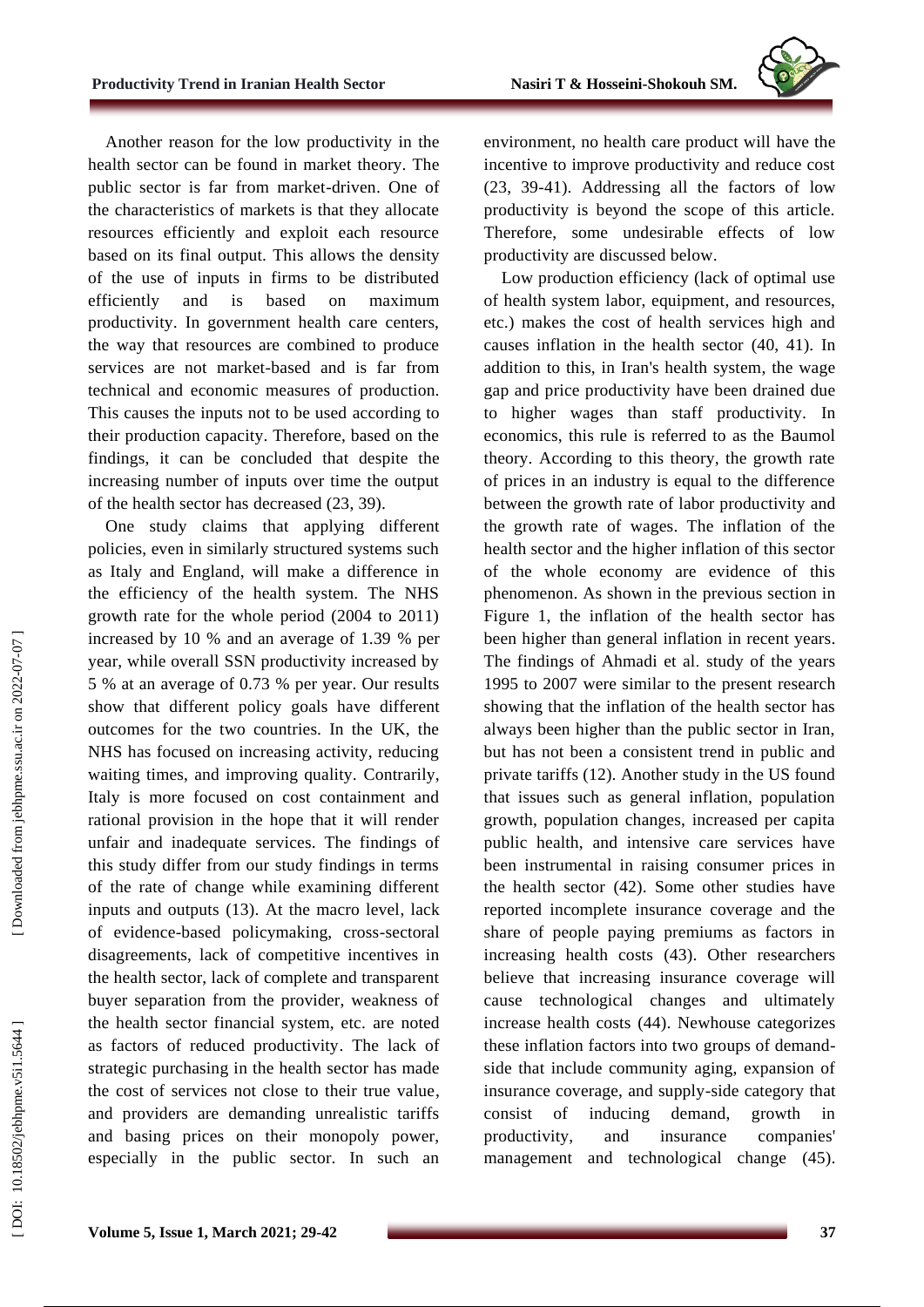Another reason for the low productivity in the health sector can be found in market theory. The public sector is far from market-driven. One of the characteristics of markets is that they allocate resources efficiently and exploit each resource based on its final output. This allows the density of the use of inputs in firms to be distributed efficiently and is based on maximum productivity. In government health care centers, the way that resources are combined to produce services are not market-based and is far from technical and economic measures of production. This causes the inputs not to be used according to their production capacity. Therefore, based on the findings, it can be concluded that despite the increasing number of inputs over time the output of the health sector has decreased (23, 39).

One study claims that applying different policies, even in similarly structured systems such as Italy and England, will make a difference in the efficiency of the health system. The NHS growth rate for the whole period (2004 to 2011) increased by 10 % and an average of 1.39 % per year, while overall SSN productivity increased by 5 % at an average of 0.73 % per year. Our results show that different policy goals have different outcomes for the two countries. In the UK, the NHS has focused on increasing activity, reducing waiting times, and improving quality. Contrarily, Italy is more focused on cost containment and rational provision in the hope that it will render unfair and inadequate services. The findings of this study differ from our study findings in terms of the rate of change while examining different inputs and outputs (13). At the macro level, lack of evidence-based policymaking, cross-sectoral disagreements, lack of competitive incentives in the health sector, lack of complete and transparent buyer separation from the provider, weakness of the health sector financial system, etc. are noted as factors of reduced productivity. The lack of strategic purchasing in the health sector has made the cost of services not close to their true value, and providers are demanding unrealistic tariffs and basing prices on their monopoly power, especially in the public sector. In such an environment, no health care product will have the incentive to improve productivity and reduce cost (23, 39-41). Addressing all the factors of low productivity is beyond the scope of this article. Therefore, some undesirable effects of low productivity are discussed below.

Low production efficiency (lack of optimal use of health system labor, equipment, and resources, etc.) makes the cost of health services high and causes inflation in the health sector (40, 41). In addition to this, in Iran's health system, the wage gap and price productivity have been drained due to higher wages than staff productivity. In economics, this rule is referred to as the Baumol theory. According to this theory, the growth rate of prices in an industry is equal to the difference between the growth rate of labor productivity and the growth rate of wages. The inflation of the health sector and the higher inflation of this sector of the whole economy are evidence of this phenomenon. As shown in the previous section in Figure 1, the inflation of the health sector has been higher than general inflation in recent years. The findings of Ahmadi et al. study of the years 1995 to 2007 were similar to the present research showing that the inflation of the health sector has always been higher than the public sector in Iran, but has not been a consistent trend in public and private tariffs (12). Another study in the US found that issues such as general inflation, population growth, population changes, increased per capita public health, and intensive care services have been instrumental in raising consumer prices in the health sector (42). Some other studies have reported incomplete insurance coverage and the share of people paying premiums as factors in increasing health costs (43). Other researchers believe that increasing insurance coverage will cause technological changes and ultimately increase health costs (44). Newhouse categorizes these inflation factors into two groups of demand-side that include community aging, expansion of insurance coverage, and supply-side category that consist of inducing demand, growth in productivity, and insurance companies' management and technological change (45).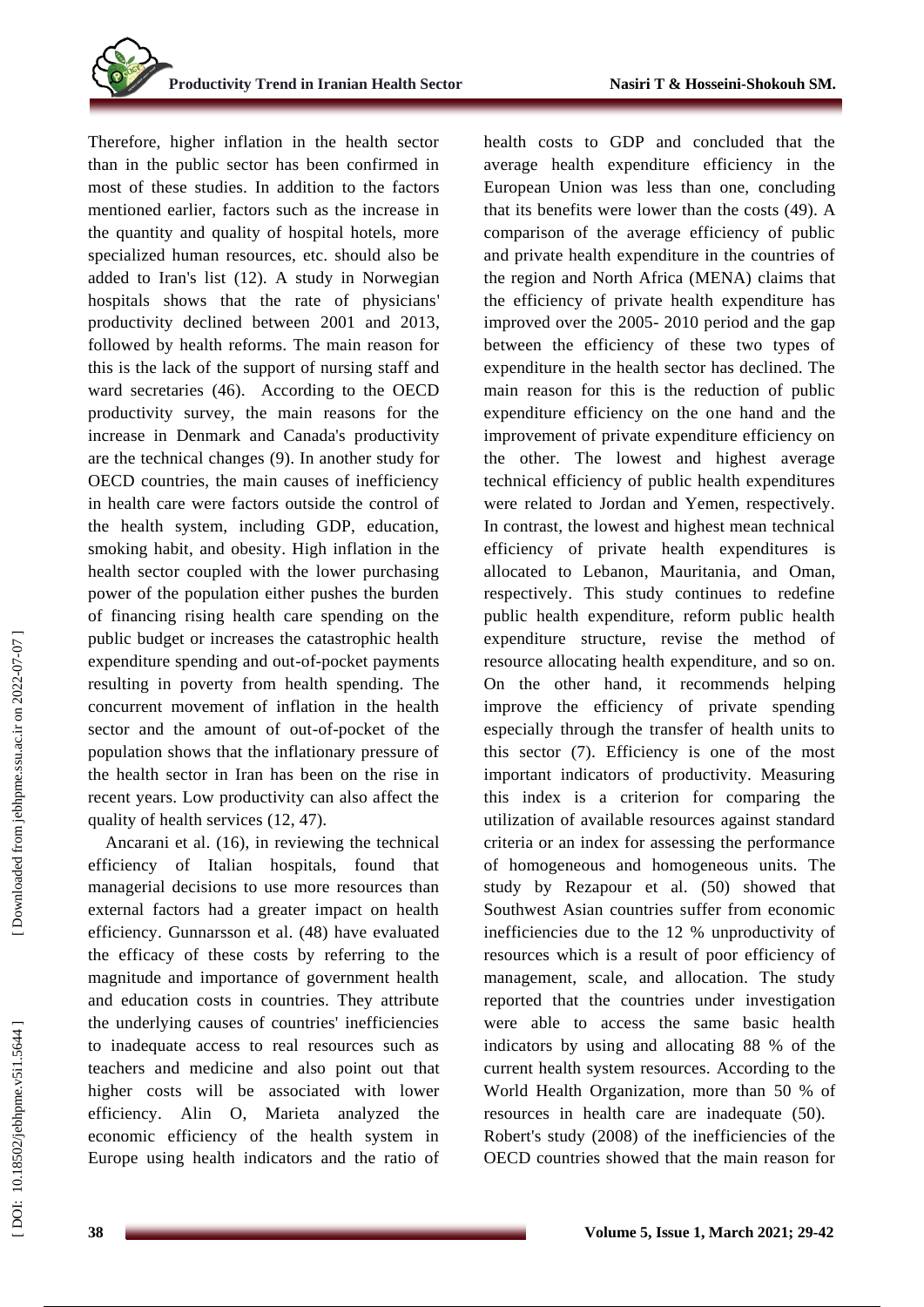Therefore, higher inflation in the health sector than in the public sector has been confirmed in most of these studies. In addition to the factors mentioned earlier, factors such as the increase in the quantity and quality of hospital hotels, more specialized human resources, etc. should also be added to Iran's list (12). A study in Norwegian hospitals shows that the rate of physicians' productivity declined between 2001 and 2013, followed by health reforms. The main reason for this is the lack of the support of nursing staff and ward secretaries (46). According to the OECD productivity survey, the main reasons for the increase in Denmark and Canada's productivity are the technical changes (9). In another study for OECD countries, the main causes of inefficiency in health care were factors outside the control of the health system, including GDP, education, smoking habit, and obesity. High inflation in the health sector coupled with the lower purchasing power of the population either pushes the burden of financing rising health care spending on the public budget or increases the catastrophic health expenditure spending and out-of-pocket payments resulting in poverty from health spending. The concurrent movement of inflation in the health sector and the amount of out-of-pocket of the population shows that the inflationary pressure of the health sector in Iran has been on the rise in recent years. Low productivity can also affect the quality of health services (12, 47).

Ancarani et al. (16), in reviewing the technical efficiency of Italian hospitals, found that managerial decisions to use more resources than external factors had a greater impact on health efficiency. Gunnarsson et al. (48) have evaluated the efficacy of these costs by referring to the magnitude and importance of government health and education costs in countries. They attribute the underlying causes of countries' inefficiencies to inadequate access to real resources such as teachers and medicine and also point out that higher costs will be associated with lower efficiency. Alin O, Marieta analyzed the economic efficiency of the health system in Europe using health indicators and the ratio of health costs to GDP and concluded that the average health expenditure efficiency in the European Union was less than one, concluding that its benefits were lower than the costs (49). A comparison of the average efficiency of public and private health expenditure in the countries of the region and North Africa (MENA) claims that the efficiency of private health expenditure has improved over the 2005- 2010 period and the gap between the efficiency of these two types of expenditure in the health sector has declined. The main reason for this is the reduction of public expenditure efficiency on the one hand and the improvement of private expenditure efficiency on the other. The lowest and highest average technical efficiency of public health expenditures were related to Jordan and Yemen, respectively. In contrast, the lowest and highest mean technical efficiency of private health expenditures is allocated to Lebanon, Mauritania, and Oman, respectively. This study continues to redefine public health expenditure, reform public health expenditure structure, revise the method of resource allocating health expenditure, and so on. On the other hand, it recommends helping improve the efficiency of private spending especially through the transfer of health units to this sector (7). Efficiency is one of the most important indicators of productivity. Measuring this index is a criterion for comparing the utilization of available resources against standard criteria or an index for assessing the performance of homogeneous and homogeneous units. The study by Rezapour et al. (50) showed that Southwest Asian countries suffer from economic inefficiencies due to the 12 % unproductivity of resources which is a result of poor efficiency of management, scale, and allocation. The study reported that the countries under investigation were able to access the same basic health indicators by using and allocating 88 % of the current health system resources. According to the World Health Organization, more than 50 % of resources in health care are inadequate (50).

Robert's study (2008) of the inefficiencies of the OECD countries showed that the main reason for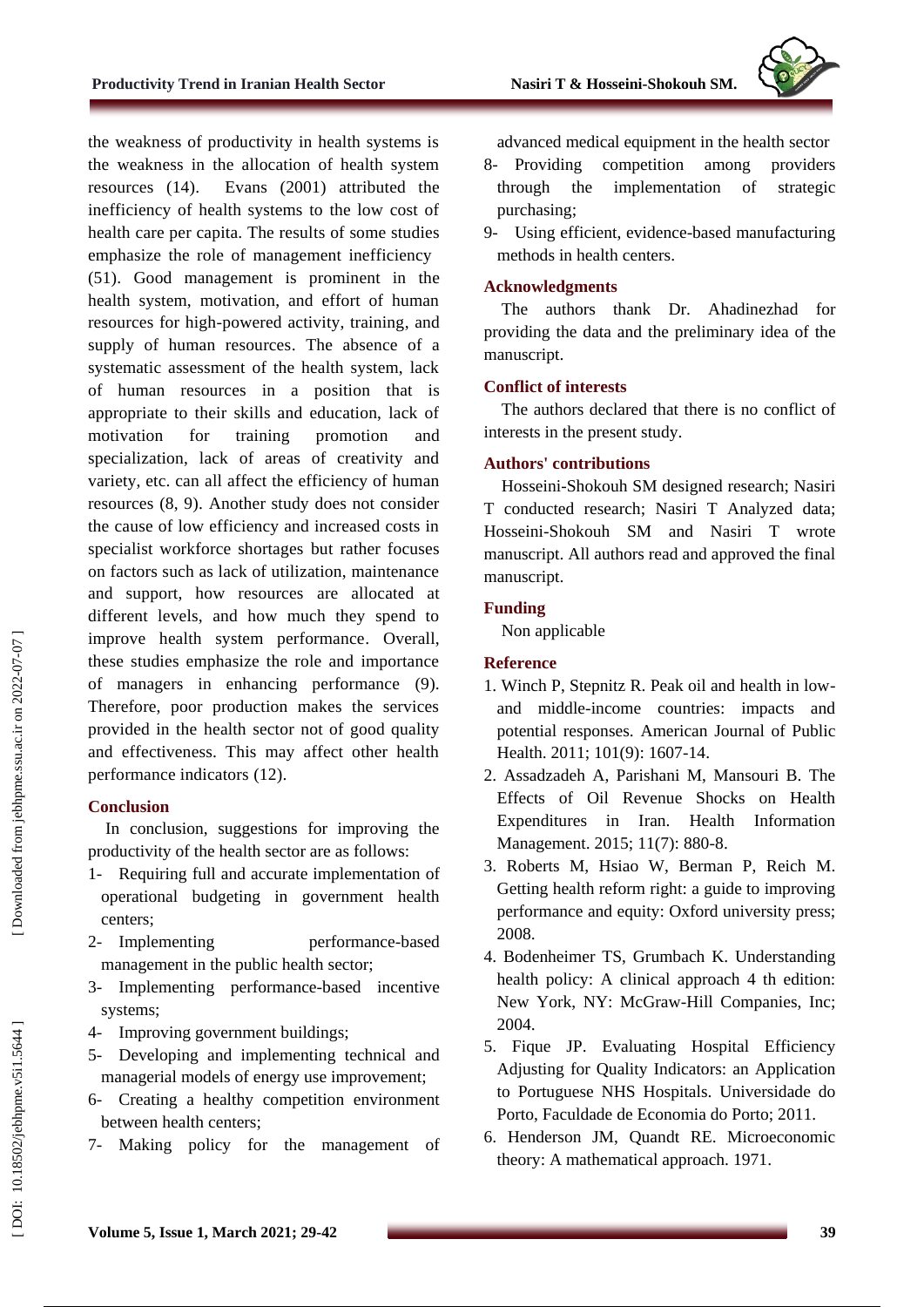the weakness of productivity in health systems is the weakness in the allocation of health system resources (14). Evans (2001) attributed the inefficiency of health systems to the low cost of health care per capita. The results of some studies emphasize the role of management inefficiency (51). Good management is prominent in the health system, motivation, and effort of human resources for high-powered activity, training, and supply of human resources. The absence of a systematic assessment of the health system, lack of human resources in a position that is appropriate to their skills and education, lack of motivation for training promotion and specialization, lack of areas of creativity and variety, etc. can all affect the efficiency of human resources (8, 9). Another study does not consider the cause of low efficiency and increased costs in specialist workforce shortages but rather focuses on factors such as lack of utilization, maintenance and support, how resources are allocated at different levels, and how much they spend to improve health system performance. Overall, these studies emphasize the role and importance of managers in enhancing performance (9). Therefore, poor production makes the services provided in the health sector not of good quality and effectiveness. This may affect other health performance indicators (12).

## Conclusion

In conclusion, suggestions for improving the productivity of the health sector are as follows:

1- Requiring full and accurate implementation of operational budgeting in government health centers;
2- Implementing performance-based management in the public health sector;
3- Implementing performance-based incentive systems;
4- Improving government buildings;
5- Developing and implementing technical and managerial models of energy use improvement;
6- Creating a healthy competition environment between health centers;
7- Making policy for the management of advanced medical equipment in the health sector
8- Providing competition among providers through the implementation of strategic purchasing;
9- Using efficient, evidence-based manufacturing methods in health centers.

## Acknowledgments

The authors thank Dr. Ahadinezhad for providing the data and the preliminary idea of the manuscript.

## Conflict of interests

The authors declared that there is no conflict of interests in the present study.

## Authors' contributions

Hosseini-Shokouh SM designed research; Nasiri T conducted research; Nasiri T Analyzed data; Hosseini-Shokouh SM and Nasiri T wrote manuscript. All authors read and approved the final manuscript.

## Funding

Non applicable

## Reference

1. Winch P, Stepnitz R. Peak oil and health in low-and middle-income countries: impacts and potential responses. American Journal of Public Health. 2011; 101(9): 1607-14.
2. Assadzadeh A, Parishani M, Mansouri B. The Effects of Oil Revenue Shocks on Health Expenditures in Iran. Health Information Management. 2015; 11(7): 880-8.
3. Roberts M, Hsiao W, Berman P, Reich M. Getting health reform right: a guide to improving performance and equity: Oxford university press; 2008.
4. Bodenheimer TS, Grumbach K. Understanding health policy: A clinical approach 4 th edition: New York, NY: McGraw-Hill Companies, Inc; 2004.
5. Fique JP. Evaluating Hospital Efficiency Adjusting for Quality Indicators: an Application to Portuguese NHS Hospitals. Universidade do Porto, Faculdade de Economia do Porto; 2011.
6. Henderson JM, Quandt RE. Microeconomic theory: A mathematical approach. 1971.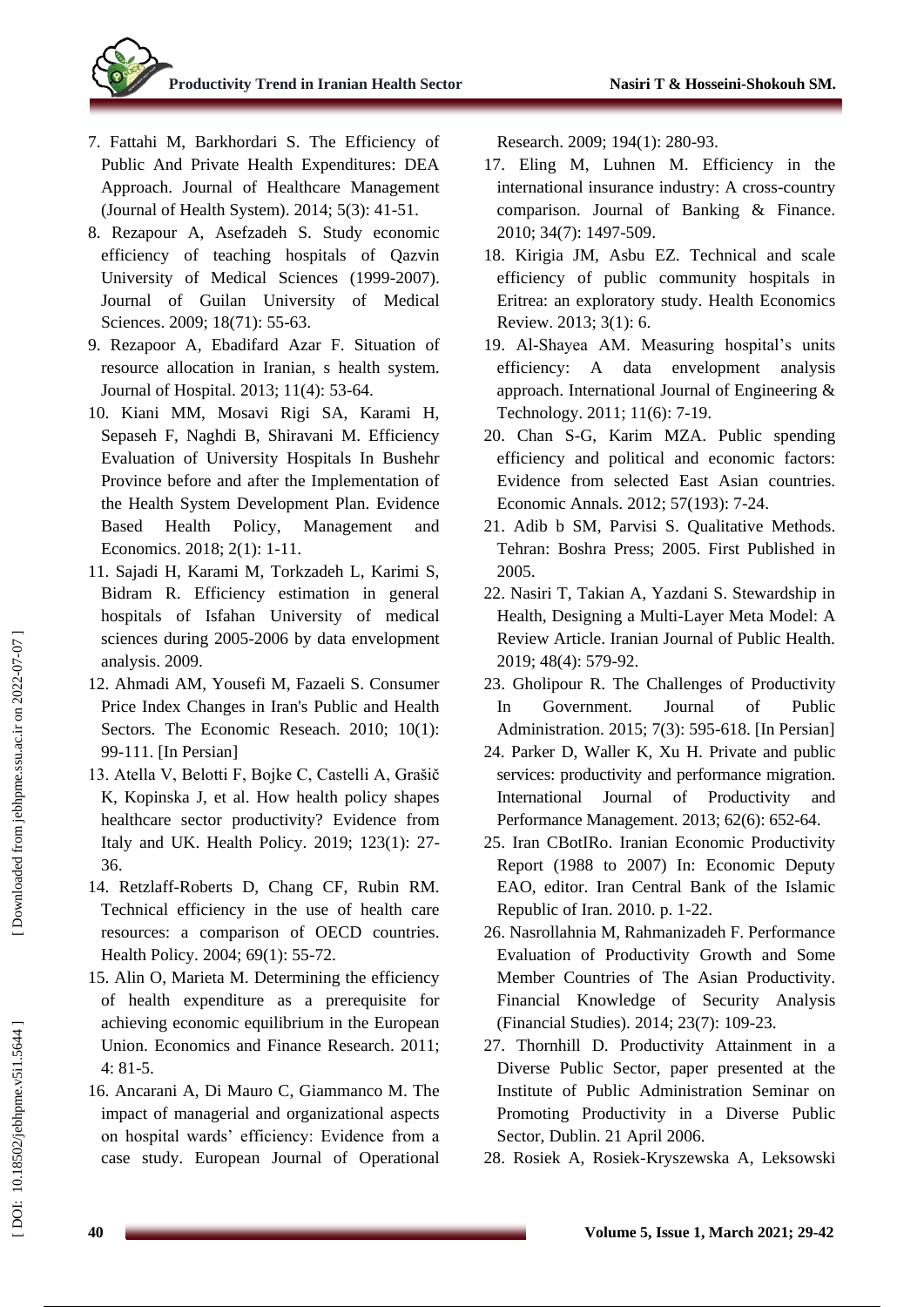7. Fattahi M, Barkhordari S. The Efficiency of Public And Private Health Expenditures: DEA Approach. Journal of Healthcare Management (Journal of Health System). 2014; 5(3): 41-51.
8. Rezapour A, Asefzadeh S. Study economic efficiency of teaching hospitals of Qazvin University of Medical Sciences (1999-2007). Journal of Guilan University of Medical Sciences. 2009; 18(71): 55-63.
9. Rezapoor A, Ebadifard Azar F. Situation of resource allocation in Iranian, s health system. Journal of Hospital. 2013; 11(4): 53-64.
10. Kiani MM, Mosavi Rigi SA, Karami H, Sepaseh F, Naghdi B, Shiravani M. Efficiency Evaluation of University Hospitals In Bushehr Province before and after the Implementation of the Health System Development Plan. Evidence Based Health Policy, Management and Economics. 2018; 2(1): 1-11.
11. Sajadi H, Karami M, Torkzadeh L, Karimi S, Bidram R. Efficiency estimation in general hospitals of Isfahan University of medical sciences during 2005-2006 by data envelopment analysis. 2009.
12. Ahmadi AM, Yousefi M, Fazaeli S. Consumer Price Index Changes in Iran's Public and Health Sectors. The Economic Reseach. 2010; 10(1): 99-111. [In Persian]
13. Atella V, Belotti F, Bojke C, Castelli A, Grašič K, Kopinska J, et al. How health policy shapes healthcare sector productivity? Evidence from Italy and UK. Health Policy. 2019; 123(1): 27-36.
14. Retzlaff-Roberts D, Chang CF, Rubin RM. Technical efficiency in the use of health care resources: a comparison of OECD countries. Health Policy. 2004; 69(1): 55-72.
15. Alin O, Marieta M. Determining the efficiency of health expenditure as a prerequisite for achieving economic equilibrium in the European Union. Economics and Finance Research. 2011; 4: 81-5.
16. Ancarani A, Di Mauro C, Giammanco M. The impact of managerial and organizational aspects on hospital wards' efficiency: Evidence from a case study. European Journal of Operational Research. 2009; 194(1): 280-93.
17. Eling M, Luhnen M. Efficiency in the international insurance industry: A cross-country comparison. Journal of Banking & Finance. 2010; 34(7): 1497-509.
18. Kirigia JM, Asbu EZ. Technical and scale efficiency of public community hospitals in Eritrea: an exploratory study. Health Economics Review. 2013; 3(1): 6.
19. Al-Shayea AM. Measuring hospital's units efficiency: A data envelopment analysis approach. International Journal of Engineering & Technology. 2011; 11(6): 7-19.
20. Chan S-G, Karim MZA. Public spending efficiency and political and economic factors: Evidence from selected East Asian countries. Economic Annals. 2012; 57(193): 7-24.
21. Adib b SM, Parvisi S. Qualitative Methods. Tehran: Boshra Press; 2005. First Published in 2005.
22. Nasiri T, Takian A, Yazdani S. Stewardship in Health, Designing a Multi-Layer Meta Model: A Review Article. Iranian Journal of Public Health. 2019; 48(4): 579-92.
23. Gholipour R. The Challenges of Productivity In Government. Journal of Public Administration. 2015; 7(3): 595-618. [In Persian]
24. Parker D, Waller K, Xu H. Private and public services: productivity and performance migration. International Journal of Productivity and Performance Management. 2013; 62(6): 652-64.
25. Iran CBotIRo. Iranian Economic Productivity Report (1988 to 2007) In: Economic Deputy EAO, editor. Iran Central Bank of the Islamic Republic of Iran. 2010. p. 1-22.
26. Nasrollahnia M, Rahmanizadeh F. Performance Evaluation of Productivity Growth and Some Member Countries of The Asian Productivity. Financial Knowledge of Security Analysis (Financial Studies). 2014; 23(7): 109-23.
27. Thornhill D. Productivity Attainment in a Diverse Public Sector, paper presented at the Institute of Public Administration Seminar on Promoting Productivity in a Diverse Public Sector, Dublin. 21 April 2006.
28. Rosiek A, Rosiek-Kryszewska A, Leksowski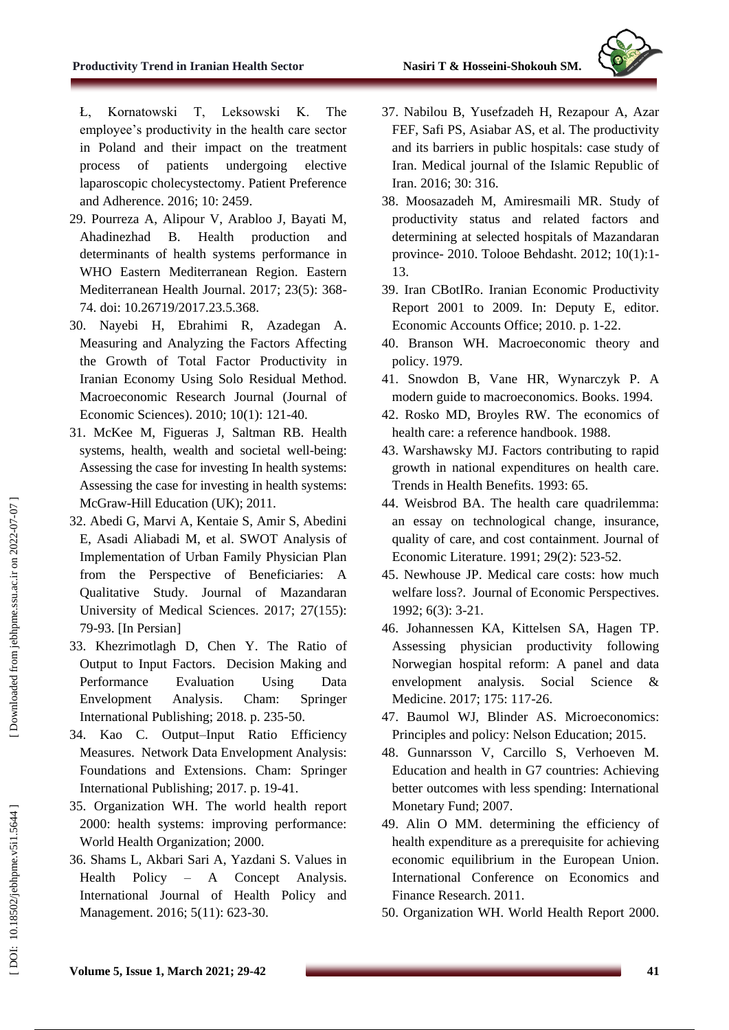Ł, Kornatowski T, Leksowski K. The employee's productivity in the health care sector in Poland and their impact on the treatment process of patients undergoing elective laparoscopic cholecystectomy. Patient Preference and Adherence. 2016; 10: 2459.

29. Pourreza A, Alipour V, Arabloo J, Bayati M, Ahadinezhad B. Health production and determinants of health systems performance in WHO Eastern Mediterranean Region. Eastern Mediterranean Health Journal. 2017; 23(5): 368-74. doi: 10.26719/2017.23.5.368.
30. Nayebi H, Ebrahimi R, Azadegan A. Measuring and Analyzing the Factors Affecting the Growth of Total Factor Productivity in Iranian Economy Using Solo Residual Method. Macroeconomic Research Journal (Journal of Economic Sciences). 2010; 10(1): 121-40.
31. McKee M, Figueras J, Saltman RB. Health systems, health, wealth and societal well-being: Assessing the case for investing In health systems: Assessing the case for investing in health systems: McGraw-Hill Education (UK); 2011.
32. Abedi G, Marvi A, Kentaie S, Amir S, Abedini E, Asadi Aliabadi M, et al. SWOT Analysis of Implementation of Urban Family Physician Plan from the Perspective of Beneficiaries: A Qualitative Study. Journal of Mazandaran University of Medical Sciences. 2017; 27(155): 79-93. [In Persian]
33. Khezrimotlagh D, Chen Y. The Ratio of Output to Input Factors. Decision Making and Performance Evaluation Using Data Envelopment Analysis. Cham: Springer International Publishing; 2018. p. 235-50.
34. Kao C. Output–Input Ratio Efficiency Measures. Network Data Envelopment Analysis: Foundations and Extensions. Cham: Springer International Publishing; 2017. p. 19-41.
35. Organization WH. The world health report 2000: health systems: improving performance: World Health Organization; 2000.
36. Shams L, Akbari Sari A, Yazdani S. Values in Health Policy – A Concept Analysis. International Journal of Health Policy and Management. 2016; 5(11): 623-30.
37. Nabilou B, Yusefzadeh H, Rezapour A, Azar FEF, Safi PS, Asiabar AS, et al. The productivity and its barriers in public hospitals: case study of Iran. Medical journal of the Islamic Republic of Iran. 2016; 30: 316.
38. Moosazadeh M, Amiresmaili MR. Study of productivity status and related factors and determining at selected hospitals of Mazandaran province- 2010. Tolooe Behdasht. 2012; 10(1):1-13.
39. Iran CBotIRo. Iranian Economic Productivity Report 2001 to 2009. In: Deputy E, editor. Economic Accounts Office; 2010. p. 1-22.
40. Branson WH. Macroeconomic theory and policy. 1979.
41. Snowdon B, Vane HR, Wynarczyk P. A modern guide to macroeconomics. Books. 1994.
42. Rosko MD, Broyles RW. The economics of health care: a reference handbook. 1988.
43. Warshawsky MJ. Factors contributing to rapid growth in national expenditures on health care. Trends in Health Benefits. 1993: 65.
44. Weisbrod BA. The health care quadrilemma: an essay on technological change, insurance, quality of care, and cost containment. Journal of Economic Literature. 1991; 29(2): 523-52.
45. Newhouse JP. Medical care costs: how much welfare loss?. Journal of Economic Perspectives. 1992; 6(3): 3-21.
46. Johannessen KA, Kittelsen SA, Hagen TP. Assessing physician productivity following Norwegian hospital reform: A panel and data envelopment analysis. Social Science & Medicine. 2017; 175: 117-26.
47. Baumol WJ, Blinder AS. Microeconomics: Principles and policy: Nelson Education; 2015.
48. Gunnarsson V, Carcillo S, Verhoeven M. Education and health in G7 countries: Achieving better outcomes with less spending: International Monetary Fund; 2007.
49. Alin O MM. determining the efficiency of health expenditure as a prerequisite for achieving economic equilibrium in the European Union. International Conference on Economics and Finance Research. 2011.
50. Organization WH. World Health Report 2000.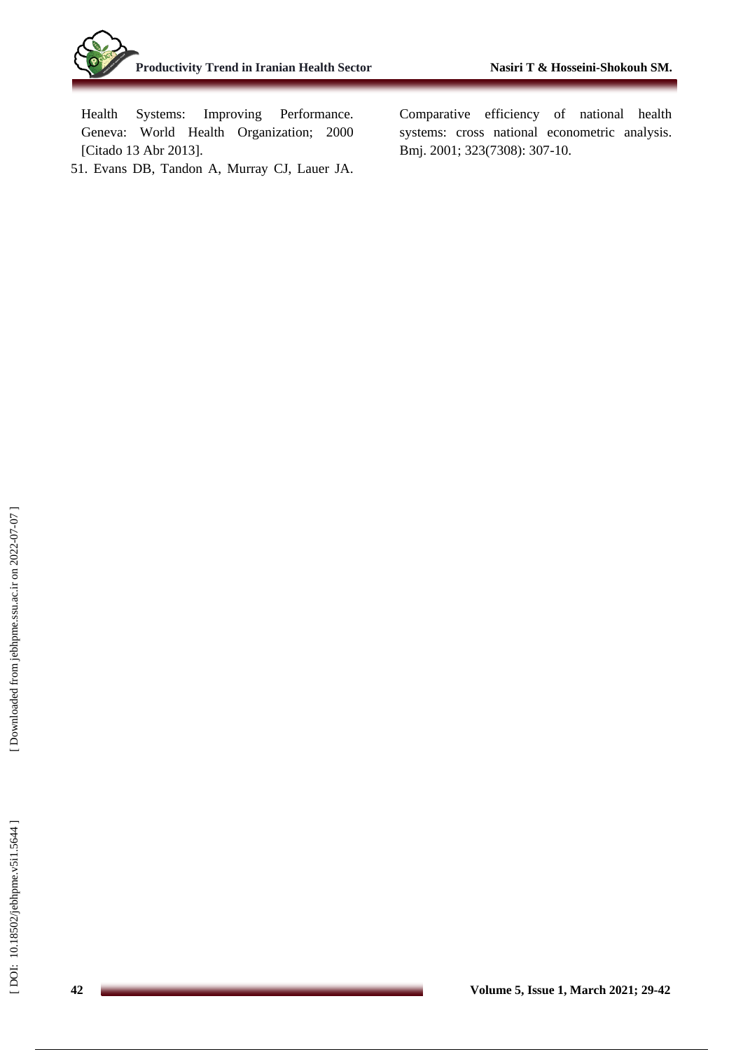Health Systems: Improving Performance. Geneva: World Health Organization; 2000 [Citado 13 Abr 2013].

51. Evans DB, Tandon A, Murray CJ, Lauer JA. Comparative efficiency of national health systems: cross national econometric analysis. Bmj. 2001; 323(7308): 307-10.